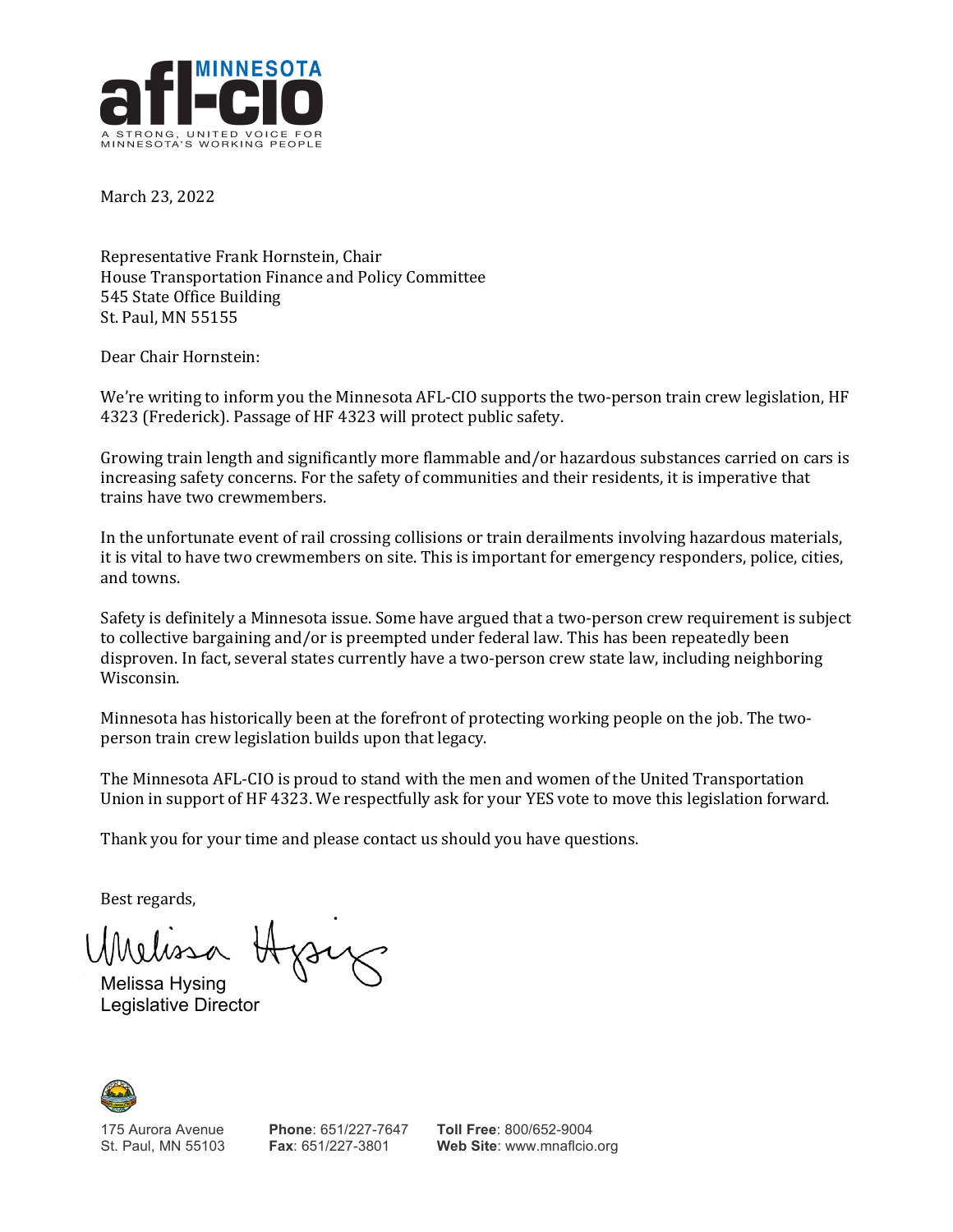**MINNESOTA afl-cio**

A STRONG, UNITED VOICE FOR MINNESOTA'S WORKING PEOPLE

March 23, 2022

Representative Frank Hornstein, Chair
House Transportation Finance and Policy Committee
545 State Office Building
St. Paul, MN 55155

Dear Chair Hornstein:

We're writing to inform you the Minnesota AFL-CIO supports the two-person train crew legislation, HF 4323 (Frederick). Passage of HF 4323 will protect public safety.

Growing train length and significantly more flammable and/or hazardous substances carried on cars is increasing safety concerns. For the safety of communities and their residents, it is imperative that trains have two crewmembers.

In the unfortunate event of rail crossing collisions or train derailments involving hazardous materials, it is vital to have two crewmembers on site. This is important for emergency responders, police, cities, and towns.

Safety is definitely a Minnesota issue. Some have argued that a two-person crew requirement is subject to collective bargaining and/or is preempted under federal law. This has been repeatedly been disproven. In fact, several states currently have a two-person crew state law, including neighboring Wisconsin.

Minnesota has historically been at the forefront of protecting working people on the job. The two-person train crew legislation builds upon that legacy.

The Minnesota AFL-CIO is proud to stand with the men and women of the United Transportation Union in support of HF 4323. We respectfully ask for your YES vote to move this legislation forward.

Thank you for your time and please contact us should you have questions.

Best regards,

Melissa Hysing
Legislative Director

175 Aurora Avenue
St. Paul, MN 55103

**Phone**: 651/227-7647
**Fax**: 651/227-3801

**Toll Free**: 800/652-9004
**Web Site**: www.mnaflcio.org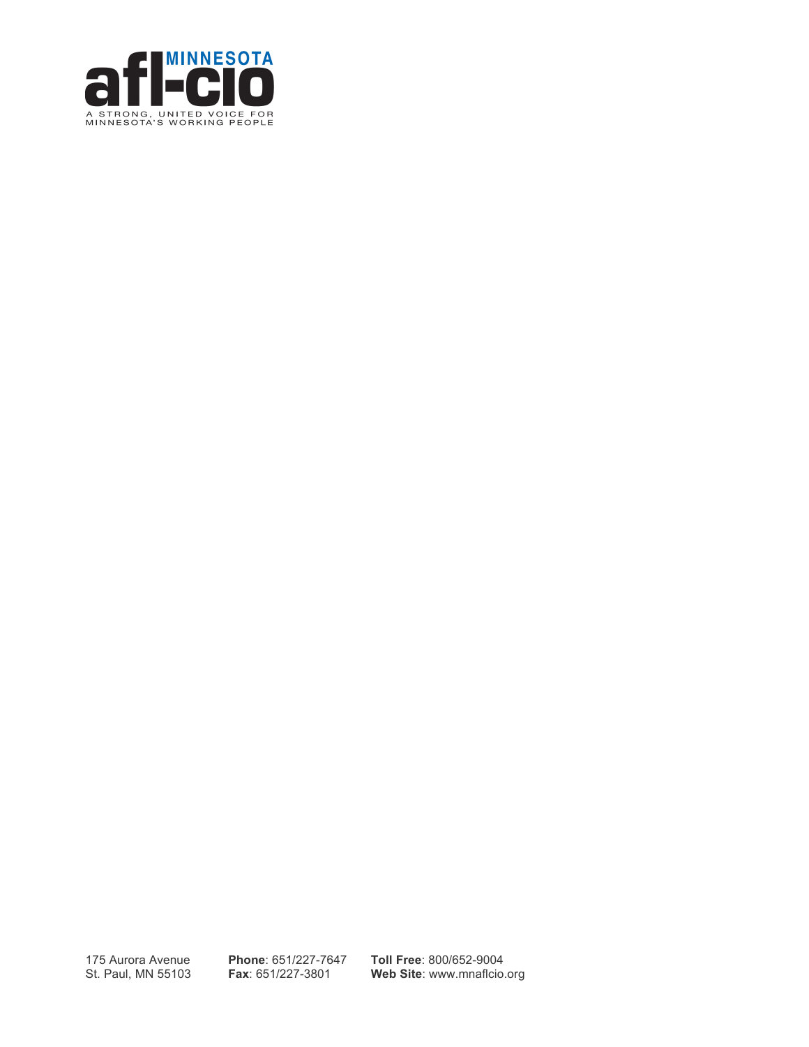**MINNESOTA afl-cio**

A STRONG, UNITED VOICE FOR MINNESOTA'S WORKING PEOPLE

175 Aurora Avenue
St. Paul, MN 55103

**Phone**: 651/227-7647
**Fax**: 651/227-3801

**Toll Free**: 800/652-9004
**Web Site**: www.mnaflcio.org